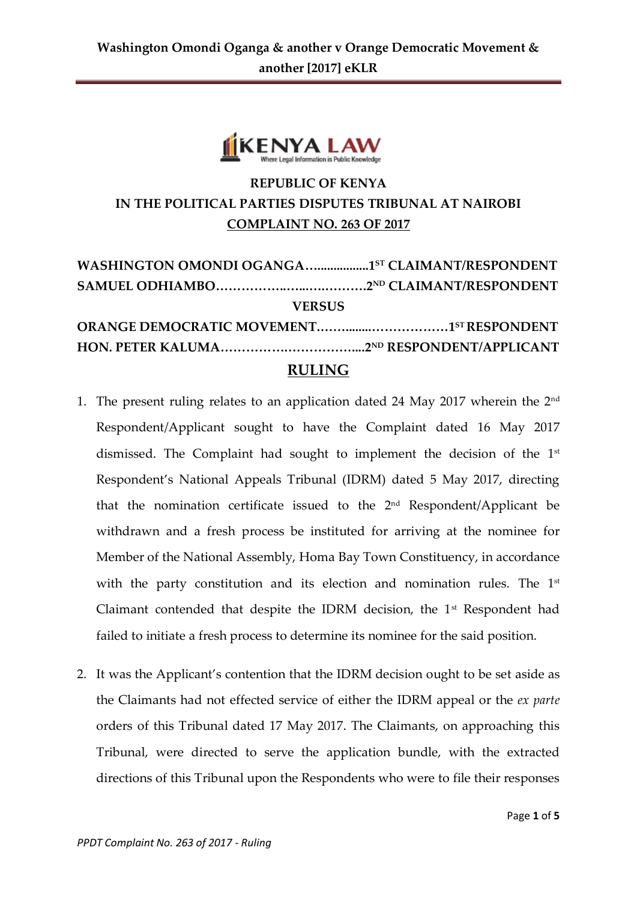**REPUBLIC OF KENYA**

**IN THE POLITICAL PARTIES DISPUTES TRIBUNAL AT NAIROBI**

**COMPLAINT NO. 263 OF 2017**

**WASHINGTON OMONDI OGANGA…................1[ST] CLAIMANT/RESPONDENT**

**SAMUEL ODHIAMBO……………..….…………2[ND] CLAIMANT/RESPONDENT**

**VERSUS**

**ORANGE DEMOCRATIC MOVEMENT……........………………1[ST] RESPONDENT**

**HON. PETER KALUMA……………….…………....2[ND] RESPONDENT/APPLICANT**

## RULING

1. The present ruling relates to an application dated 24 May 2017 wherein the 2[nd] Respondent/Applicant sought to have the Complaint dated 16 May 2017 dismissed. The Complaint had sought to implement the decision of the 1[st] Respondent's National Appeals Tribunal (IDRM) dated 5 May 2017, directing that the nomination certificate issued to the 2[nd] Respondent/Applicant be withdrawn and a fresh process be instituted for arriving at the nominee for Member of the National Assembly, Homa Bay Town Constituency, in accordance with the party constitution and its election and nomination rules. The 1[st] Claimant contended that despite the IDRM decision, the 1[st] Respondent had failed to initiate a fresh process to determine its nominee for the said position.

2. It was the Applicant's contention that the IDRM decision ought to be set aside as the Claimants had not effected service of either the IDRM appeal or the *ex parte* orders of this Tribunal dated 17 May 2017. The Claimants, on approaching this Tribunal, were directed to serve the application bundle, with the extracted directions of this Tribunal upon the Respondents who were to file their responses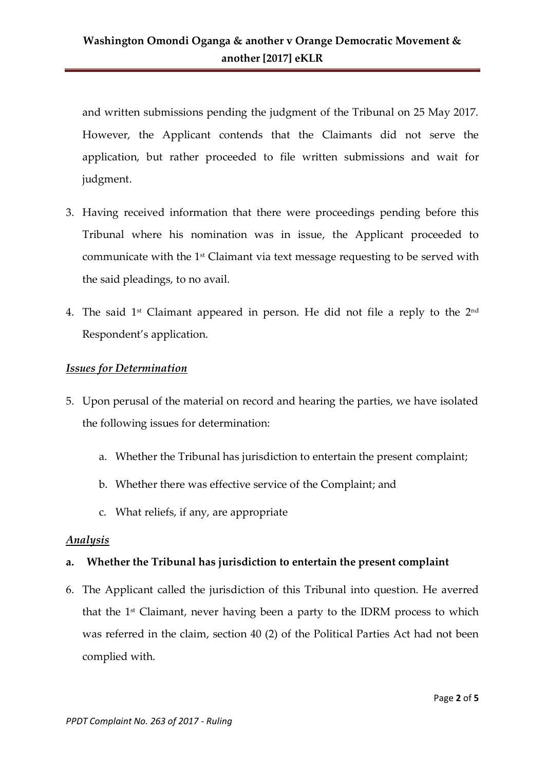and written submissions pending the judgment of the Tribunal on 25 May 2017. However, the Applicant contends that the Claimants did not serve the application, but rather proceeded to file written submissions and wait for judgment.

3. Having received information that there were proceedings pending before this Tribunal where his nomination was in issue, the Applicant proceeded to communicate with the 1st Claimant via text message requesting to be served with the said pleadings, to no avail.

4. The said 1st Claimant appeared in person. He did not file a reply to the 2nd Respondent's application.

***Issues for Determination***

5. Upon perusal of the material on record and hearing the parties, we have isolated the following issues for determination:

    a. Whether the Tribunal has jurisdiction to entertain the present complaint;

    b. Whether there was effective service of the Complaint; and

    c. What reliefs, if any, are appropriate

***Analysis***

**a. Whether the Tribunal has jurisdiction to entertain the present complaint**

6. The Applicant called the jurisdiction of this Tribunal into question. He averred that the 1st Claimant, never having been a party to the IDRM process to which was referred in the claim, section 40 (2) of the Political Parties Act had not been complied with.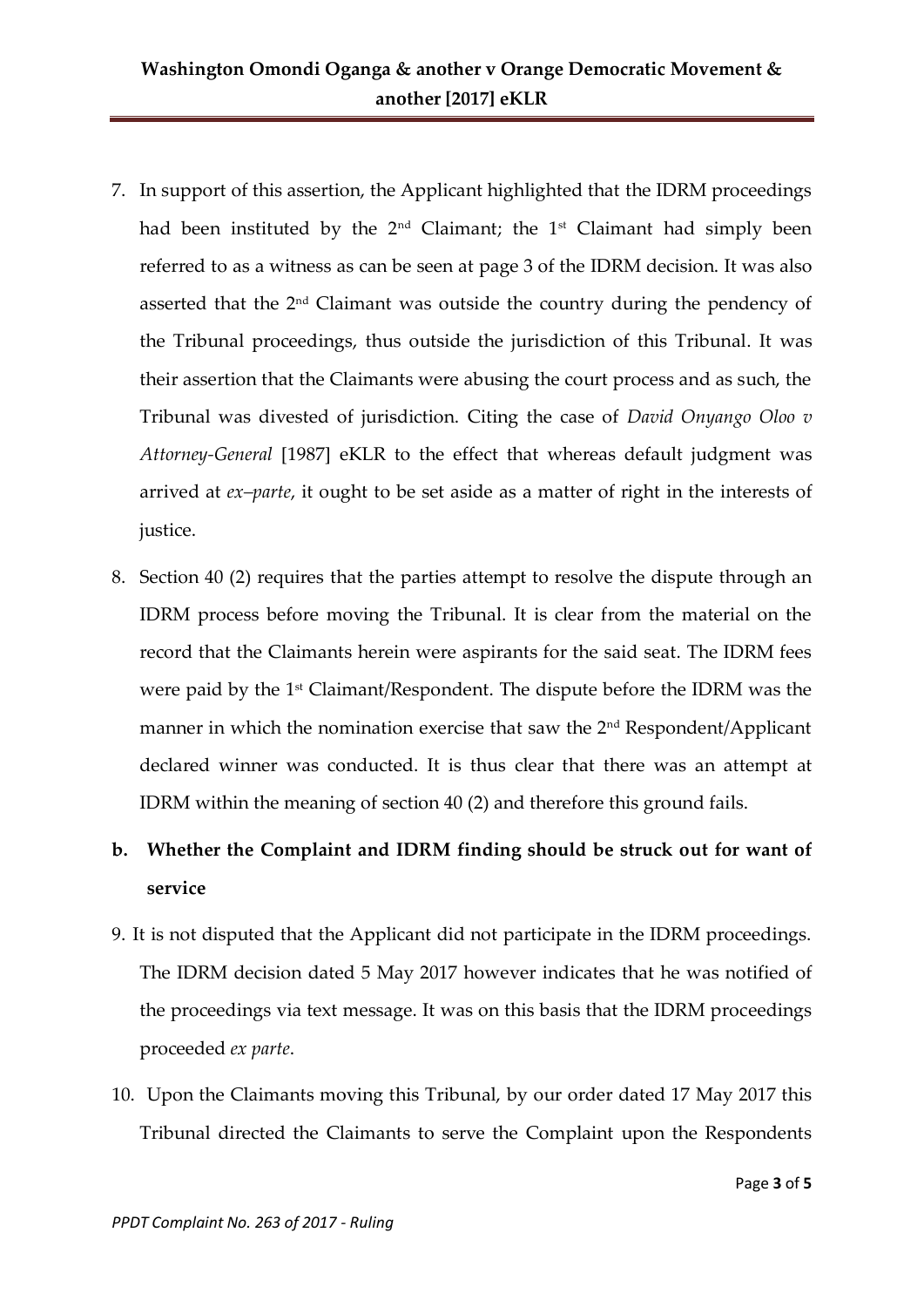7. In support of this assertion, the Applicant highlighted that the IDRM proceedings had been instituted by the 2nd Claimant; the 1st Claimant had simply been referred to as a witness as can be seen at page 3 of the IDRM decision. It was also asserted that the 2nd Claimant was outside the country during the pendency of the Tribunal proceedings, thus outside the jurisdiction of this Tribunal. It was their assertion that the Claimants were abusing the court process and as such, the Tribunal was divested of jurisdiction. Citing the case of *David Onyango Oloo v Attorney-General* [1987] eKLR to the effect that whereas default judgment was arrived at *ex–parte*, it ought to be set aside as a matter of right in the interests of justice.

8. Section 40 (2) requires that the parties attempt to resolve the dispute through an IDRM process before moving the Tribunal. It is clear from the material on the record that the Claimants herein were aspirants for the said seat. The IDRM fees were paid by the 1st Claimant/Respondent. The dispute before the IDRM was the manner in which the nomination exercise that saw the 2nd Respondent/Applicant declared winner was conducted. It is thus clear that there was an attempt at IDRM within the meaning of section 40 (2) and therefore this ground fails.

**b. Whether the Complaint and IDRM finding should be struck out for want of service**

9. It is not disputed that the Applicant did not participate in the IDRM proceedings. The IDRM decision dated 5 May 2017 however indicates that he was notified of the proceedings via text message. It was on this basis that the IDRM proceedings proceeded *ex parte*.

10. Upon the Claimants moving this Tribunal, by our order dated 17 May 2017 this Tribunal directed the Claimants to serve the Complaint upon the Respondents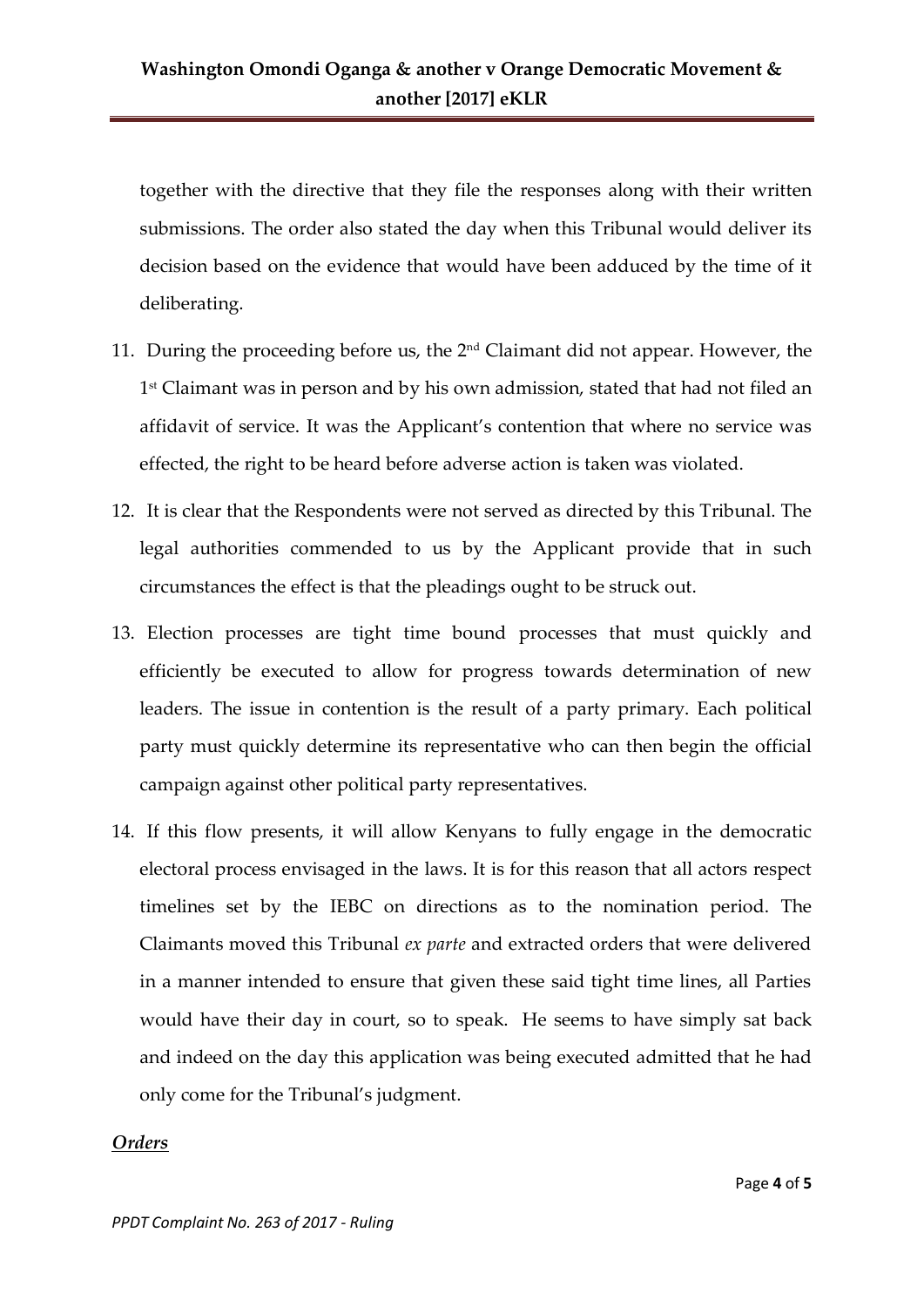together with the directive that they file the responses along with their written submissions. The order also stated the day when this Tribunal would deliver its decision based on the evidence that would have been adduced by the time of it deliberating.

11. During the proceeding before us, the 2nd Claimant did not appear. However, the 1st Claimant was in person and by his own admission, stated that had not filed an affidavit of service. It was the Applicant's contention that where no service was effected, the right to be heard before adverse action is taken was violated.

12. It is clear that the Respondents were not served as directed by this Tribunal. The legal authorities commended to us by the Applicant provide that in such circumstances the effect is that the pleadings ought to be struck out.

13. Election processes are tight time bound processes that must quickly and efficiently be executed to allow for progress towards determination of new leaders. The issue in contention is the result of a party primary. Each political party must quickly determine its representative who can then begin the official campaign against other political party representatives.

14. If this flow presents, it will allow Kenyans to fully engage in the democratic electoral process envisaged in the laws. It is for this reason that all actors respect timelines set by the IEBC on directions as to the nomination period. The Claimants moved this Tribunal *ex parte* and extracted orders that were delivered in a manner intended to ensure that given these said tight time lines, all Parties would have their day in court, so to speak. He seems to have simply sat back and indeed on the day this application was being executed admitted that he had only come for the Tribunal's judgment.

***Orders***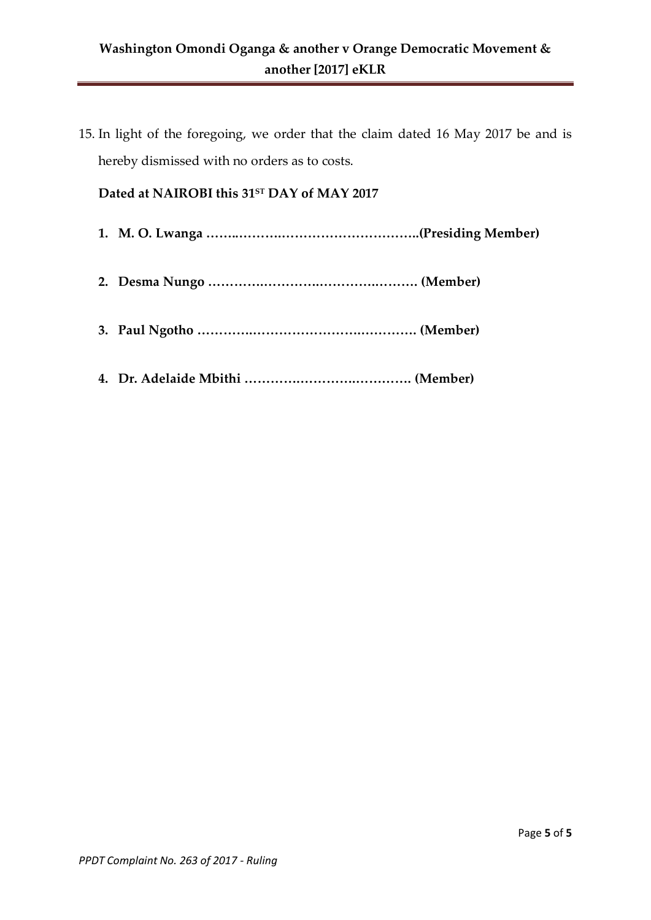15. In light of the foregoing, we order that the claim dated 16 May 2017 be and is hereby dismissed with no orders as to costs.

**Dated at NAIROBI this 31ST DAY of MAY 2017**

1. **M. O. Lwanga ……..……….…………………………..(Presiding Member)**
2. **Desma Nungo ………….………….……….………. (Member)**
3. **Paul Ngotho …………..…………………….…………. (Member)**
4. **Dr. Adelaide Mbithi ………….………….…………. (Member)**